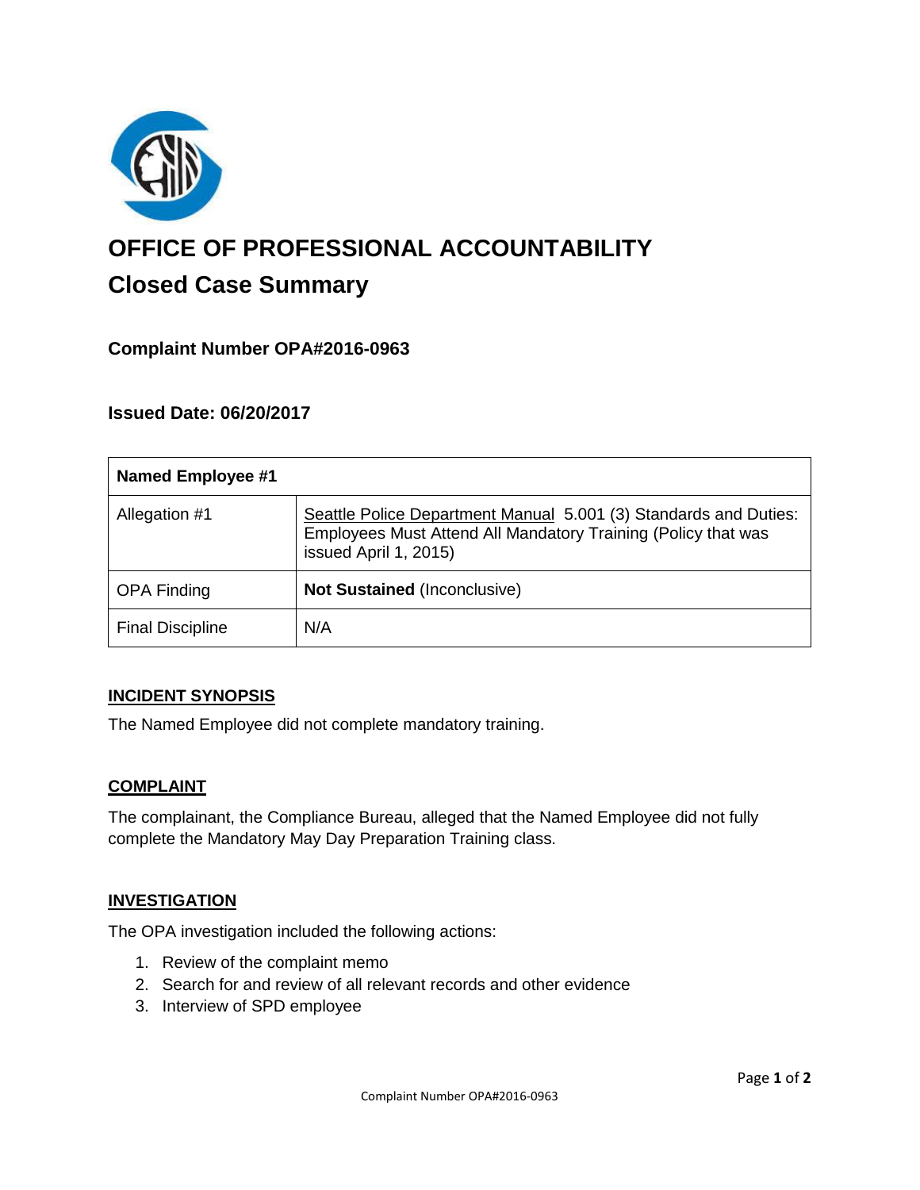# OFFICE OF PROFESSIONAL ACCOUNTABILITY

## Closed Case Summary

### Complaint Number OPA#2016-0963

### Issued Date: 06/20/2017

| Named Employee #1 | |
|---|---|
| Allegation #1 | Seattle Police Department Manual 5.001 (3) Standards and Duties: Employees Must Attend All Mandatory Training (Policy that was issued April 1, 2015) |
| OPA Finding | **Not Sustained** (Inconclusive) |
| Final Discipline | N/A |

### INCIDENT SYNOPSIS

The Named Employee did not complete mandatory training.

### COMPLAINT

The complainant, the Compliance Bureau, alleged that the Named Employee did not fully complete the Mandatory May Day Preparation Training class.

### INVESTIGATION

The OPA investigation included the following actions:

1. Review of the complaint memo
2. Search for and review of all relevant records and other evidence
3. Interview of SPD employee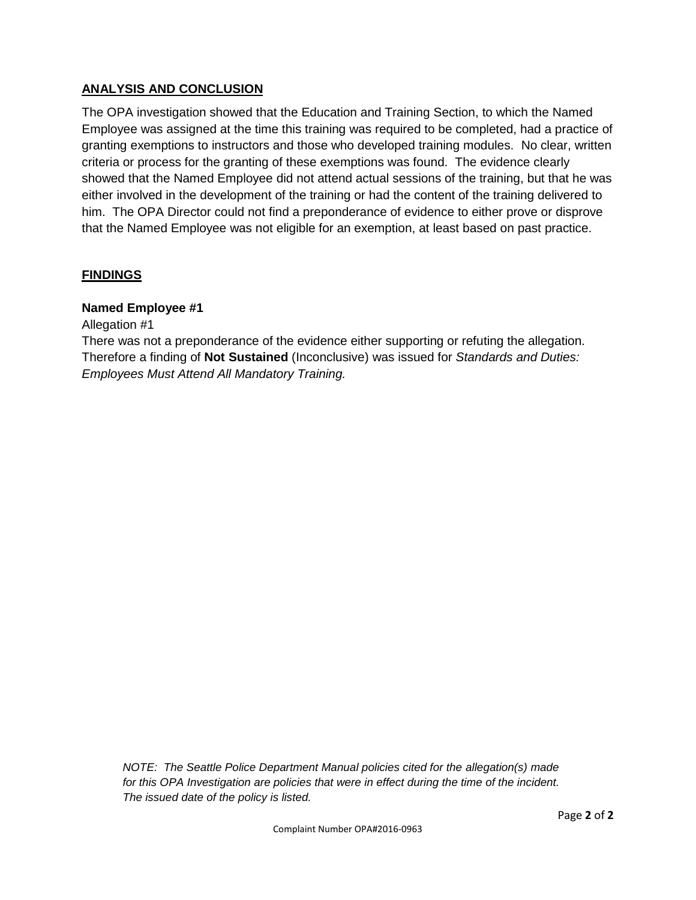## ANALYSIS AND CONCLUSION

The OPA investigation showed that the Education and Training Section, to which the Named Employee was assigned at the time this training was required to be completed, had a practice of granting exemptions to instructors and those who developed training modules. No clear, written criteria or process for the granting of these exemptions was found. The evidence clearly showed that the Named Employee did not attend actual sessions of the training, but that he was either involved in the development of the training or had the content of the training delivered to him. The OPA Director could not find a preponderance of evidence to either prove or disprove that the Named Employee was not eligible for an exemption, at least based on past practice.

## FINDINGS

**Named Employee #1**

Allegation #1

There was not a preponderance of the evidence either supporting or refuting the allegation. Therefore a finding of **Not Sustained** (Inconclusive) was issued for *Standards and Duties: Employees Must Attend All Mandatory Training.*

*NOTE: The Seattle Police Department Manual policies cited for the allegation(s) made for this OPA Investigation are policies that were in effect during the time of the incident. The issued date of the policy is listed.*

Complaint Number OPA#2016-0963